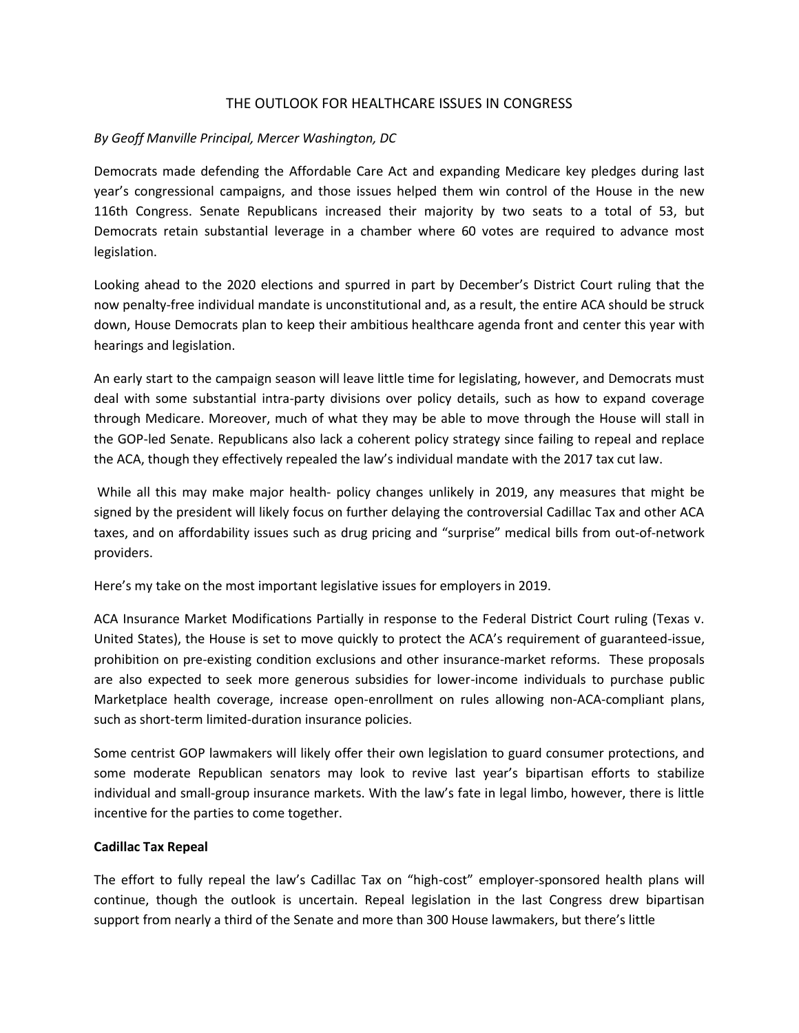# THE OUTLOOK FOR HEALTHCARE ISSUES IN CONGRESS

*By Geoff Manville Principal, Mercer Washington, DC*

Democrats made defending the Affordable Care Act and expanding Medicare key pledges during last year's congressional campaigns, and those issues helped them win control of the House in the new 116th Congress. Senate Republicans increased their majority by two seats to a total of 53, but Democrats retain substantial leverage in a chamber where 60 votes are required to advance most legislation.

Looking ahead to the 2020 elections and spurred in part by December's District Court ruling that the now penalty-free individual mandate is unconstitutional and, as a result, the entire ACA should be struck down, House Democrats plan to keep their ambitious healthcare agenda front and center this year with hearings and legislation.

An early start to the campaign season will leave little time for legislating, however, and Democrats must deal with some substantial intra-party divisions over policy details, such as how to expand coverage through Medicare. Moreover, much of what they may be able to move through the House will stall in the GOP-led Senate. Republicans also lack a coherent policy strategy since failing to repeal and replace the ACA, though they effectively repealed the law's individual mandate with the 2017 tax cut law.

While all this may make major health- policy changes unlikely in 2019, any measures that might be signed by the president will likely focus on further delaying the controversial Cadillac Tax and other ACA taxes, and on affordability issues such as drug pricing and "surprise" medical bills from out-of-network providers.

Here's my take on the most important legislative issues for employers in 2019.

ACA Insurance Market Modifications Partially in response to the Federal District Court ruling (Texas v. United States), the House is set to move quickly to protect the ACA's requirement of guaranteed-issue, prohibition on pre-existing condition exclusions and other insurance-market reforms. These proposals are also expected to seek more generous subsidies for lower-income individuals to purchase public Marketplace health coverage, increase open-enrollment on rules allowing non-ACA-compliant plans, such as short-term limited-duration insurance policies.

Some centrist GOP lawmakers will likely offer their own legislation to guard consumer protections, and some moderate Republican senators may look to revive last year's bipartisan efforts to stabilize individual and small-group insurance markets. With the law's fate in legal limbo, however, there is little incentive for the parties to come together.

**Cadillac Tax Repeal**

The effort to fully repeal the law's Cadillac Tax on "high-cost" employer-sponsored health plans will continue, though the outlook is uncertain. Repeal legislation in the last Congress drew bipartisan support from nearly a third of the Senate and more than 300 House lawmakers, but there's little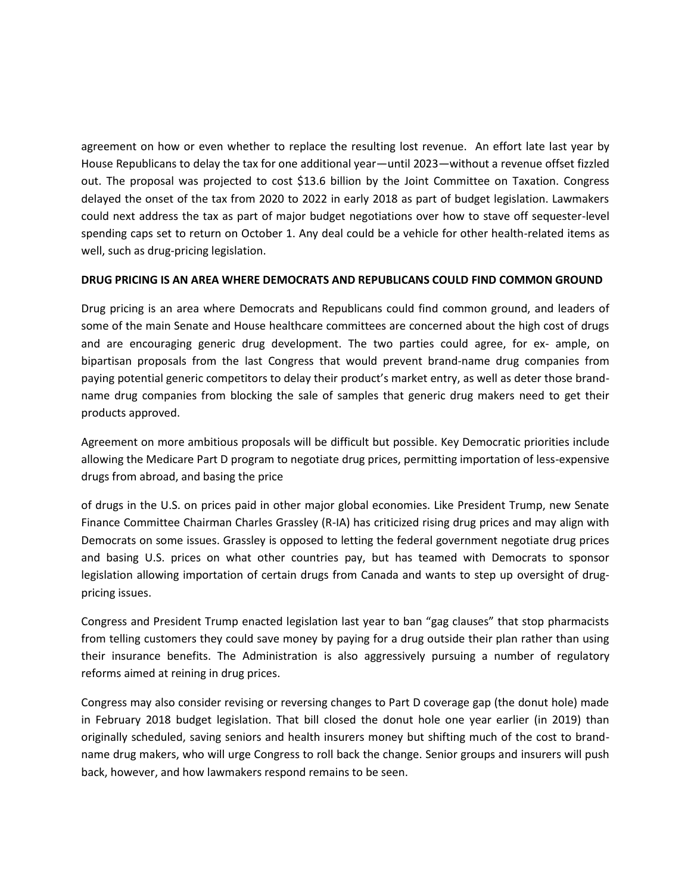agreement on how or even whether to replace the resulting lost revenue. An effort late last year by House Republicans to delay the tax for one additional year—until 2023—without a revenue offset fizzled out. The proposal was projected to cost $13.6 billion by the Joint Committee on Taxation. Congress delayed the onset of the tax from 2020 to 2022 in early 2018 as part of budget legislation. Lawmakers could next address the tax as part of major budget negotiations over how to stave off sequester-level spending caps set to return on October 1. Any deal could be a vehicle for other health-related items as well, such as drug-pricing legislation.

**DRUG PRICING IS AN AREA WHERE DEMOCRATS AND REPUBLICANS COULD FIND COMMON GROUND**

Drug pricing is an area where Democrats and Republicans could find common ground, and leaders of some of the main Senate and House healthcare committees are concerned about the high cost of drugs and are encouraging generic drug development. The two parties could agree, for example, on bipartisan proposals from the last Congress that would prevent brand-name drug companies from paying potential generic competitors to delay their product's market entry, as well as deter those brand-name drug companies from blocking the sale of samples that generic drug makers need to get their products approved.

Agreement on more ambitious proposals will be difficult but possible. Key Democratic priorities include allowing the Medicare Part D program to negotiate drug prices, permitting importation of less-expensive drugs from abroad, and basing the price of drugs in the U.S. on prices paid in other major global economies. Like President Trump, new Senate Finance Committee Chairman Charles Grassley (R-IA) has criticized rising drug prices and may align with Democrats on some issues. Grassley is opposed to letting the federal government negotiate drug prices and basing U.S. prices on what other countries pay, but has teamed with Democrats to sponsor legislation allowing importation of certain drugs from Canada and wants to step up oversight of drug-pricing issues.

Congress and President Trump enacted legislation last year to ban "gag clauses" that stop pharmacists from telling customers they could save money by paying for a drug outside their plan rather than using their insurance benefits. The Administration is also aggressively pursuing a number of regulatory reforms aimed at reining in drug prices.

Congress may also consider revising or reversing changes to Part D coverage gap (the donut hole) made in February 2018 budget legislation. That bill closed the donut hole one year earlier (in 2019) than originally scheduled, saving seniors and health insurers money but shifting much of the cost to brand-name drug makers, who will urge Congress to roll back the change. Senior groups and insurers will push back, however, and how lawmakers respond remains to be seen.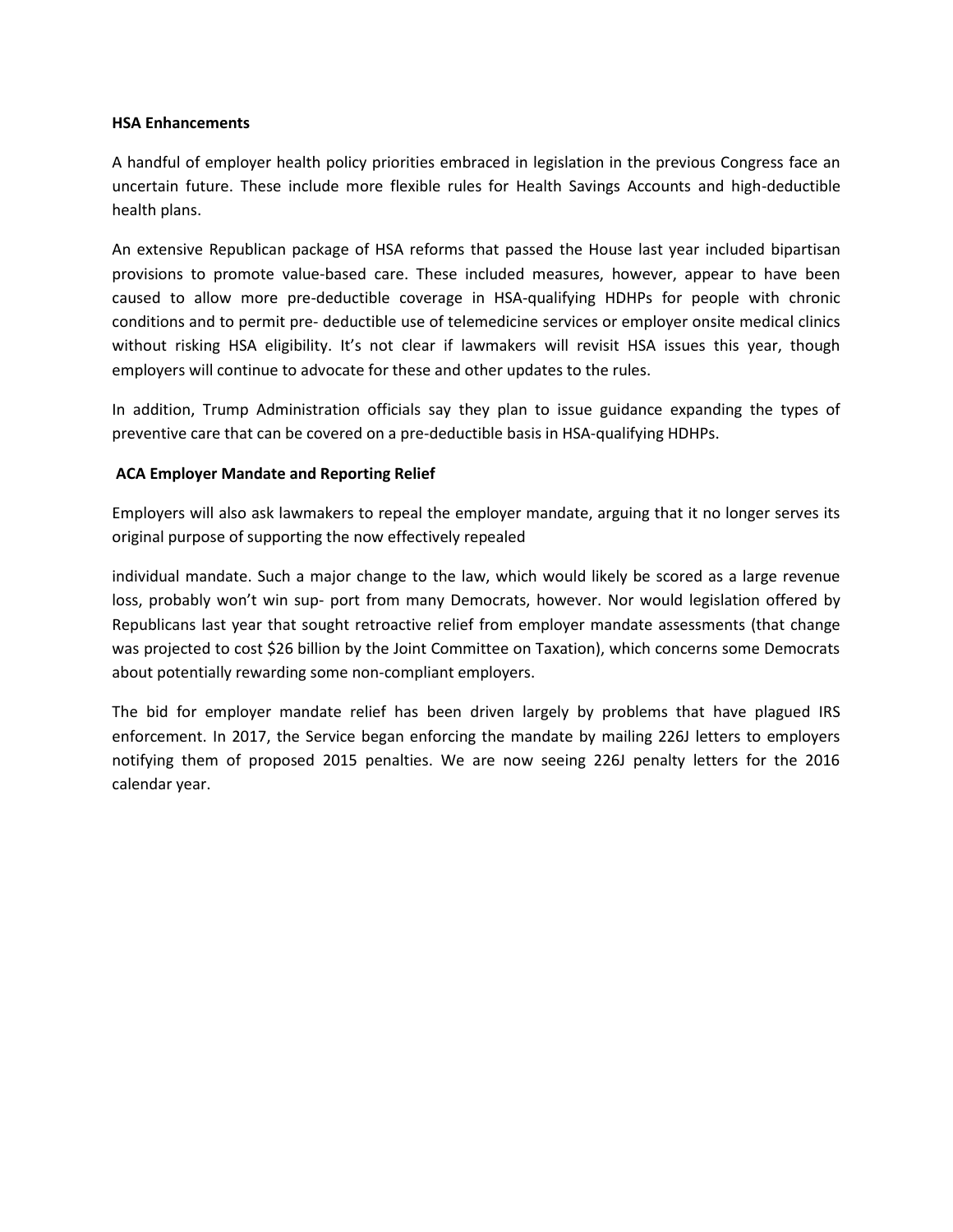**HSA Enhancements**

A handful of employer health policy priorities embraced in legislation in the previous Congress face an uncertain future. These include more flexible rules for Health Savings Accounts and high-deductible health plans.

An extensive Republican package of HSA reforms that passed the House last year included bipartisan provisions to promote value-based care. These included measures, however, appear to have been caused to allow more pre-deductible coverage in HSA-qualifying HDHPs for people with chronic conditions and to permit pre- deductible use of telemedicine services or employer onsite medical clinics without risking HSA eligibility. It's not clear if lawmakers will revisit HSA issues this year, though employers will continue to advocate for these and other updates to the rules.

In addition, Trump Administration officials say they plan to issue guidance expanding the types of preventive care that can be covered on a pre-deductible basis in HSA-qualifying HDHPs.

**ACA Employer Mandate and Reporting Relief**

Employers will also ask lawmakers to repeal the employer mandate, arguing that it no longer serves its original purpose of supporting the now effectively repealed

individual mandate. Such a major change to the law, which would likely be scored as a large revenue loss, probably won't win sup- port from many Democrats, however. Nor would legislation offered by Republicans last year that sought retroactive relief from employer mandate assessments (that change was projected to cost $26 billion by the Joint Committee on Taxation), which concerns some Democrats about potentially rewarding some non-compliant employers.

The bid for employer mandate relief has been driven largely by problems that have plagued IRS enforcement. In 2017, the Service began enforcing the mandate by mailing 226J letters to employers notifying them of proposed 2015 penalties. We are now seeing 226J penalty letters for the 2016 calendar year.